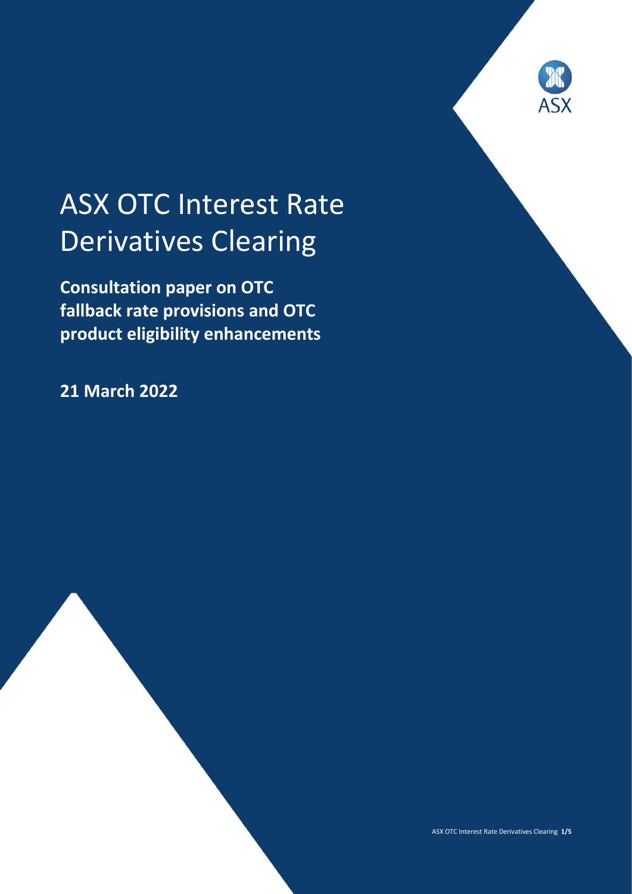# ASX OTC Interest Rate Derivatives Clearing

**Consultation paper on OTC fallback rate provisions and OTC product eligibility enhancements**

**21 March 2022**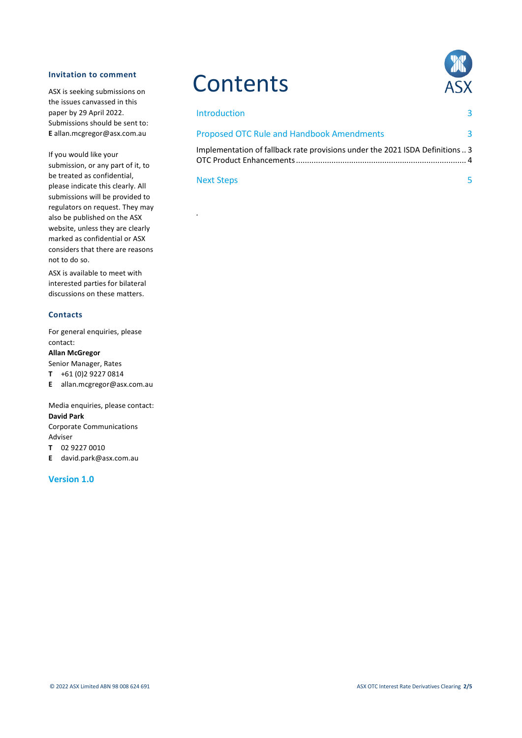### Invitation to comment

ASX is seeking submissions on the issues canvassed in this paper by 29 April 2022. Submissions should be sent to:
**E** allan.mcgregor@asx.com.au

If you would like your submission, or any part of it, to be treated as confidential, please indicate this clearly. All submissions will be provided to regulators on request. They may also be published on the ASX website, unless they are clearly marked as confidential or ASX considers that there are reasons not to do so.

ASX is available to meet with interested parties for bilateral discussions on these matters.

### Contacts

For general enquiries, please contact:
**Allan McGregor**
Senior Manager, Rates
**T** +61 (0)2 9227 0814
**E** allan.mcgregor@asx.com.au

Media enquiries, please contact:
**David Park**
Corporate Communications Adviser
**T** 02 9227 0010
**E** david.park@asx.com.au

**Version 1.0**

# Contents

Introduction 3

Proposed OTC Rule and Handbook Amendments 3

Implementation of fallback rate provisions under the 2021 ISDA Definitions .. 3
OTC Product Enhancements ... 4

Next Steps 5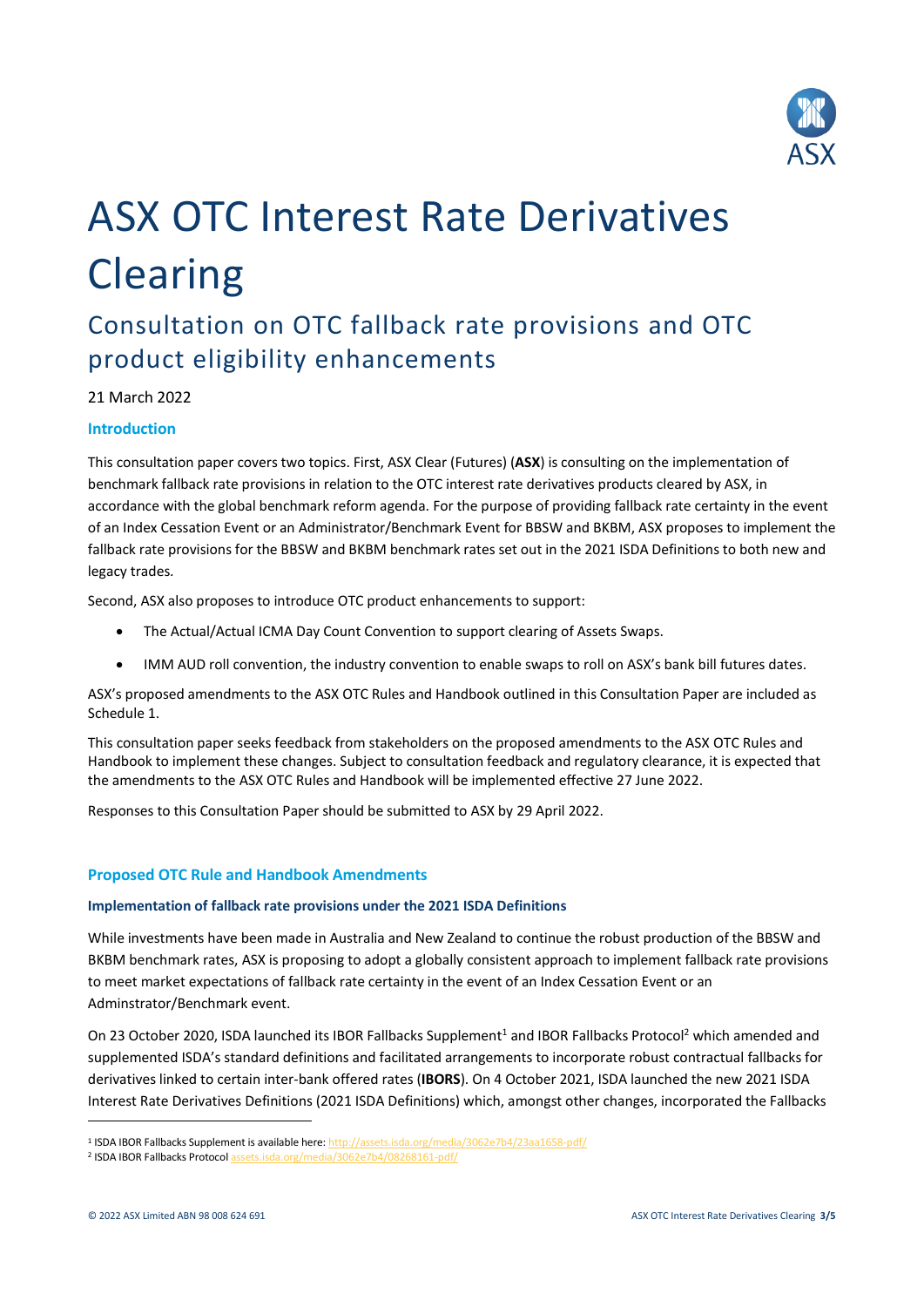# ASX OTC Interest Rate Derivatives Clearing

## Consultation on OTC fallback rate provisions and OTC product eligibility enhancements

21 March 2022

### Introduction

This consultation paper covers two topics. First, ASX Clear (Futures) (**ASX**) is consulting on the implementation of benchmark fallback rate provisions in relation to the OTC interest rate derivatives products cleared by ASX, in accordance with the global benchmark reform agenda. For the purpose of providing fallback rate certainty in the event of an Index Cessation Event or an Administrator/Benchmark Event for BBSW and BKBM, ASX proposes to implement the fallback rate provisions for the BBSW and BKBM benchmark rates set out in the 2021 ISDA Definitions to both new and legacy trades.

Second, ASX also proposes to introduce OTC product enhancements to support:

- The Actual/Actual ICMA Day Count Convention to support clearing of Assets Swaps.
- IMM AUD roll convention, the industry convention to enable swaps to roll on ASX's bank bill futures dates.

ASX's proposed amendments to the ASX OTC Rules and Handbook outlined in this Consultation Paper are included as Schedule 1.

This consultation paper seeks feedback from stakeholders on the proposed amendments to the ASX OTC Rules and Handbook to implement these changes. Subject to consultation feedback and regulatory clearance, it is expected that the amendments to the ASX OTC Rules and Handbook will be implemented effective 27 June 2022.

Responses to this Consultation Paper should be submitted to ASX by 29 April 2022.

### Proposed OTC Rule and Handbook Amendments

#### Implementation of fallback rate provisions under the 2021 ISDA Definitions

While investments have been made in Australia and New Zealand to continue the robust production of the BBSW and BKBM benchmark rates, ASX is proposing to adopt a globally consistent approach to implement fallback rate provisions to meet market expectations of fallback rate certainty in the event of an Index Cessation Event or an Adminstrator/Benchmark event.

On 23 October 2020, ISDA launched its IBOR Fallbacks Supplement[1] and IBOR Fallbacks Protocol[2] which amended and supplemented ISDA's standard definitions and facilitated arrangements to incorporate robust contractual fallbacks for derivatives linked to certain inter-bank offered rates (**IBORS**). On 4 October 2021, ISDA launched the new 2021 ISDA Interest Rate Derivatives Definitions (2021 ISDA Definitions) which, amongst other changes, incorporated the Fallbacks

---

[1] ISDA IBOR Fallbacks Supplement is available here: http://assets.isda.org/media/3062e7b4/23aa1658-pdf/

[2] ISDA IBOR Fallbacks Protocol assets.isda.org/media/3062e7b4/08268161-pdf/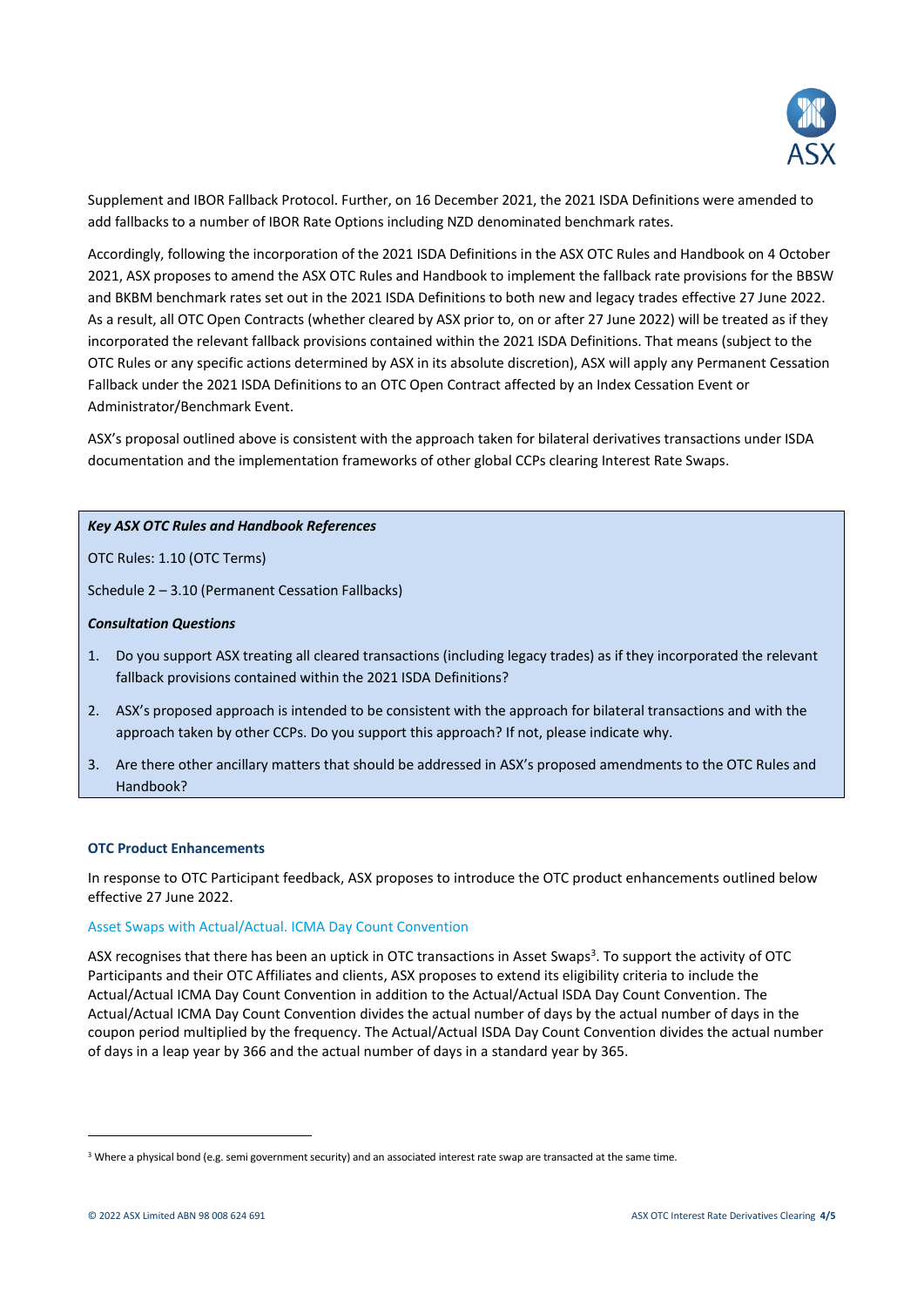Supplement and IBOR Fallback Protocol. Further, on 16 December 2021, the 2021 ISDA Definitions were amended to add fallbacks to a number of IBOR Rate Options including NZD denominated benchmark rates.

Accordingly, following the incorporation of the 2021 ISDA Definitions in the ASX OTC Rules and Handbook on 4 October 2021, ASX proposes to amend the ASX OTC Rules and Handbook to implement the fallback rate provisions for the BBSW and BKBM benchmark rates set out in the 2021 ISDA Definitions to both new and legacy trades effective 27 June 2022. As a result, all OTC Open Contracts (whether cleared by ASX prior to, on or after 27 June 2022) will be treated as if they incorporated the relevant fallback provisions contained within the 2021 ISDA Definitions. That means (subject to the OTC Rules or any specific actions determined by ASX in its absolute discretion), ASX will apply any Permanent Cessation Fallback under the 2021 ISDA Definitions to an OTC Open Contract affected by an Index Cessation Event or Administrator/Benchmark Event.

ASX's proposal outlined above is consistent with the approach taken for bilateral derivatives transactions under ISDA documentation and the implementation frameworks of other global CCPs clearing Interest Rate Swaps.

***Key ASX OTC Rules and Handbook References***

OTC Rules: 1.10 (OTC Terms)

Schedule 2 – 3.10 (Permanent Cessation Fallbacks)

***Consultation Questions***

1. Do you support ASX treating all cleared transactions (including legacy trades) as if they incorporated the relevant fallback provisions contained within the 2021 ISDA Definitions?
2. ASX's proposed approach is intended to be consistent with the approach for bilateral transactions and with the approach taken by other CCPs. Do you support this approach? If not, please indicate why.
3. Are there other ancillary matters that should be addressed in ASX's proposed amendments to the OTC Rules and Handbook?

## OTC Product Enhancements

In response to OTC Participant feedback, ASX proposes to introduce the OTC product enhancements outlined below effective 27 June 2022.

### Asset Swaps with Actual/Actual. ICMA Day Count Convention

ASX recognises that there has been an uptick in OTC transactions in Asset Swaps[3]. To support the activity of OTC Participants and their OTC Affiliates and clients, ASX proposes to extend its eligibility criteria to include the Actual/Actual ICMA Day Count Convention in addition to the Actual/Actual ISDA Day Count Convention. The Actual/Actual ICMA Day Count Convention divides the actual number of days by the actual number of days in the coupon period multiplied by the frequency. The Actual/Actual ISDA Day Count Convention divides the actual number of days in a leap year by 366 and the actual number of days in a standard year by 365.

[3] Where a physical bond (e.g. semi government security) and an associated interest rate swap are transacted at the same time.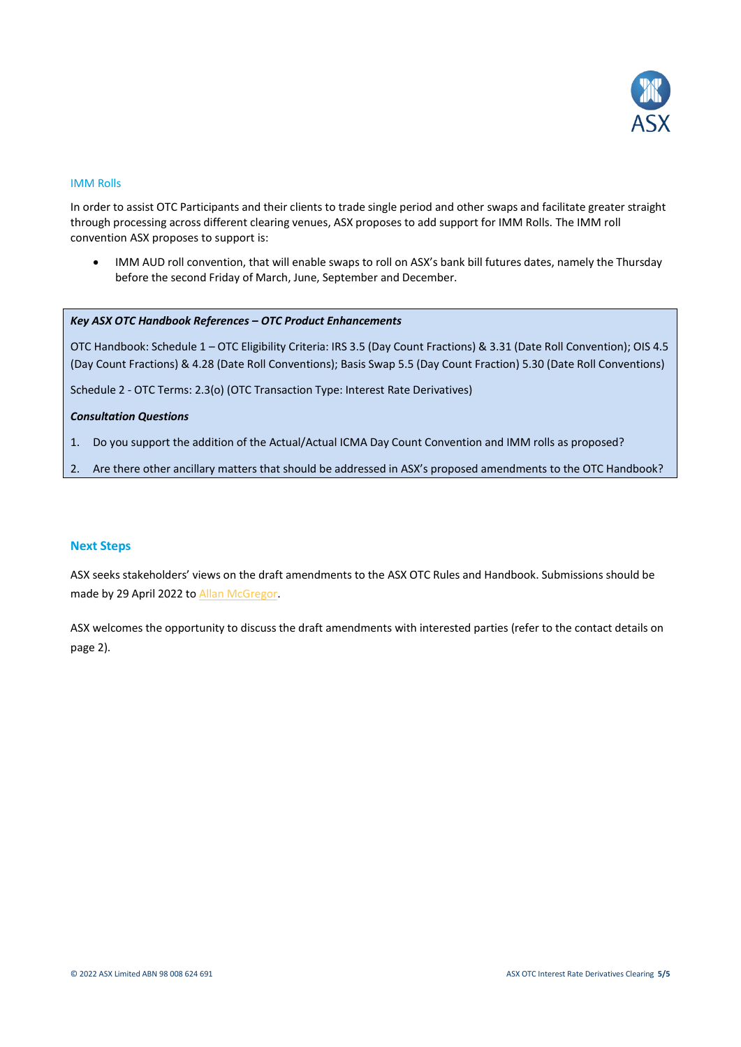### IMM Rolls

In order to assist OTC Participants and their clients to trade single period and other swaps and facilitate greater straight through processing across different clearing venues, ASX proposes to add support for IMM Rolls. The IMM roll convention ASX proposes to support is:

- IMM AUD roll convention, that will enable swaps to roll on ASX's bank bill futures dates, namely the Thursday before the second Friday of March, June, September and December.

***Key ASX OTC Handbook References – OTC Product Enhancements***

OTC Handbook: Schedule 1 – OTC Eligibility Criteria: IRS 3.5 (Day Count Fractions) & 3.31 (Date Roll Convention); OIS 4.5 (Day Count Fractions) & 4.28 (Date Roll Conventions); Basis Swap 5.5 (Day Count Fraction) 5.30 (Date Roll Conventions)

Schedule 2 - OTC Terms: 2.3(o) (OTC Transaction Type: Interest Rate Derivatives)

***Consultation Questions***

1. Do you support the addition of the Actual/Actual ICMA Day Count Convention and IMM rolls as proposed?
2. Are there other ancillary matters that should be addressed in ASX's proposed amendments to the OTC Handbook?

## Next Steps

ASX seeks stakeholders' views on the draft amendments to the ASX OTC Rules and Handbook. Submissions should be made by 29 April 2022 to Allan McGregor.

ASX welcomes the opportunity to discuss the draft amendments with interested parties (refer to the contact details on page 2).